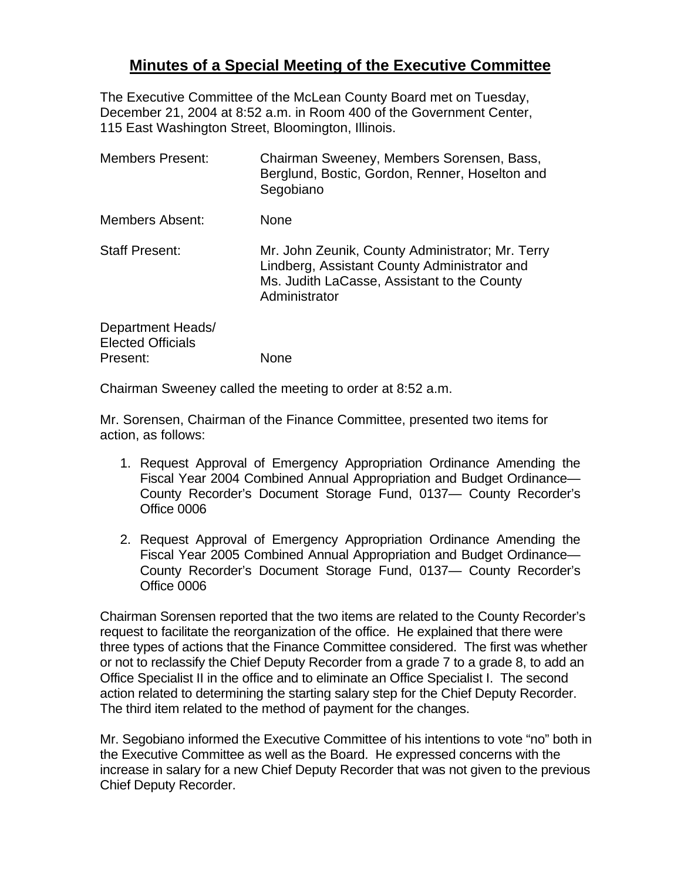# Minutes of a Special Meeting of the Executive Committee

The Executive Committee of the McLean County Board met on Tuesday, December 21, 2004 at 8:52 a.m. in Room 400 of the Government Center, 115 East Washington Street, Bloomington, Illinois.

| | |
|---|---|
| Members Present: | Chairman Sweeney, Members Sorensen, Bass, Berglund, Bostic, Gordon, Renner, Hoselton and Segobiano |
| Members Absent: | None |
| Staff Present: | Mr. John Zeunik, County Administrator; Mr. Terry Lindberg, Assistant County Administrator and Ms. Judith LaCasse, Assistant to the County Administrator |
| Department Heads/ Elected Officials Present: | None |

Chairman Sweeney called the meeting to order at 8:52 a.m.

Mr. Sorensen, Chairman of the Finance Committee, presented two items for action, as follows:

1. Request Approval of Emergency Appropriation Ordinance Amending the Fiscal Year 2004 Combined Annual Appropriation and Budget Ordinance— County Recorder's Document Storage Fund, 0137— County Recorder's Office 0006

2. Request Approval of Emergency Appropriation Ordinance Amending the Fiscal Year 2005 Combined Annual Appropriation and Budget Ordinance— County Recorder's Document Storage Fund, 0137— County Recorder's Office 0006

Chairman Sorensen reported that the two items are related to the County Recorder's request to facilitate the reorganization of the office. He explained that there were three types of actions that the Finance Committee considered. The first was whether or not to reclassify the Chief Deputy Recorder from a grade 7 to a grade 8, to add an Office Specialist II in the office and to eliminate an Office Specialist I. The second action related to determining the starting salary step for the Chief Deputy Recorder. The third item related to the method of payment for the changes.

Mr. Segobiano informed the Executive Committee of his intentions to vote "no" both in the Executive Committee as well as the Board. He expressed concerns with the increase in salary for a new Chief Deputy Recorder that was not given to the previous Chief Deputy Recorder.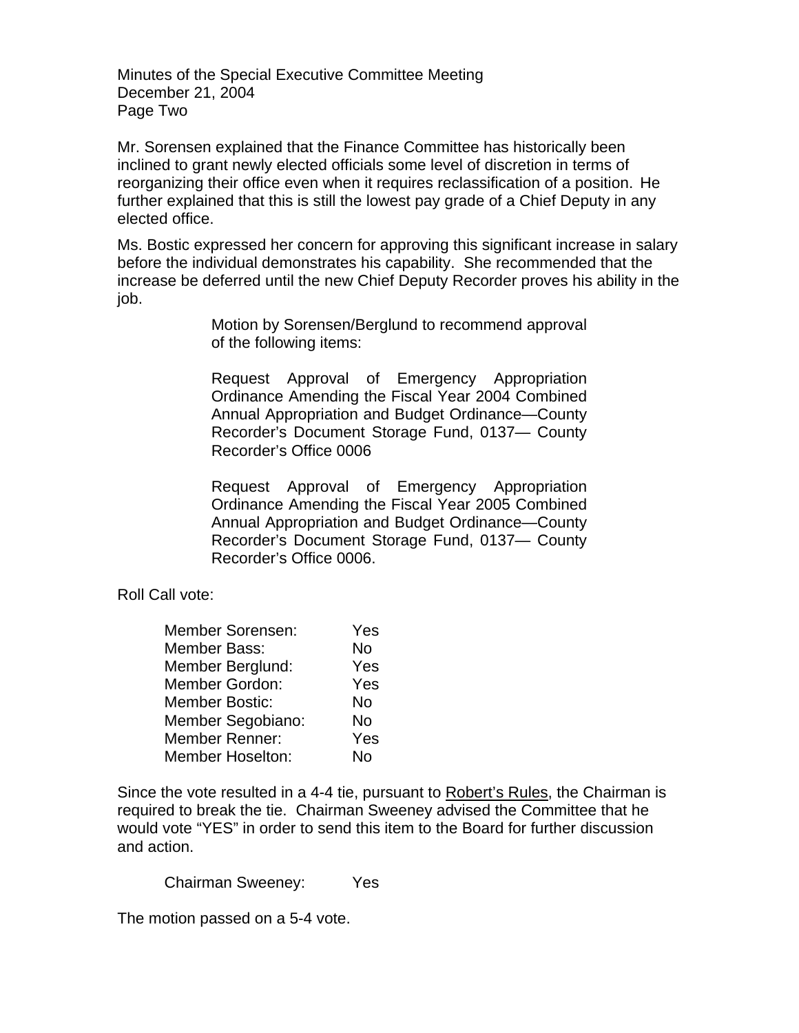Mr. Sorensen explained that the Finance Committee has historically been inclined to grant newly elected officials some level of discretion in terms of reorganizing their office even when it requires reclassification of a position. He further explained that this is still the lowest pay grade of a Chief Deputy in any elected office.

Ms. Bostic expressed her concern for approving this significant increase in salary before the individual demonstrates his capability. She recommended that the increase be deferred until the new Chief Deputy Recorder proves his ability in the job.

> Motion by Sorensen/Berglund to recommend approval of the following items:
>
> Request Approval of Emergency Appropriation Ordinance Amending the Fiscal Year 2004 Combined Annual Appropriation and Budget Ordinance—County Recorder's Document Storage Fund, 0137— County Recorder's Office 0006
>
> Request Approval of Emergency Appropriation Ordinance Amending the Fiscal Year 2005 Combined Annual Appropriation and Budget Ordinance—County Recorder's Document Storage Fund, 0137— County Recorder's Office 0006.

Roll Call vote:

| | |
|---|---|
| Member Sorensen: | Yes |
| Member Bass: | No |
| Member Berglund: | Yes |
| Member Gordon: | Yes |
| Member Bostic: | No |
| Member Segobiano: | No |
| Member Renner: | Yes |
| Member Hoselton: | No |

Since the vote resulted in a 4-4 tie, pursuant to Robert's Rules, the Chairman is required to break the tie. Chairman Sweeney advised the Committee that he would vote "YES" in order to send this item to the Board for further discussion and action.

Chairman Sweeney: Yes

The motion passed on a 5-4 vote.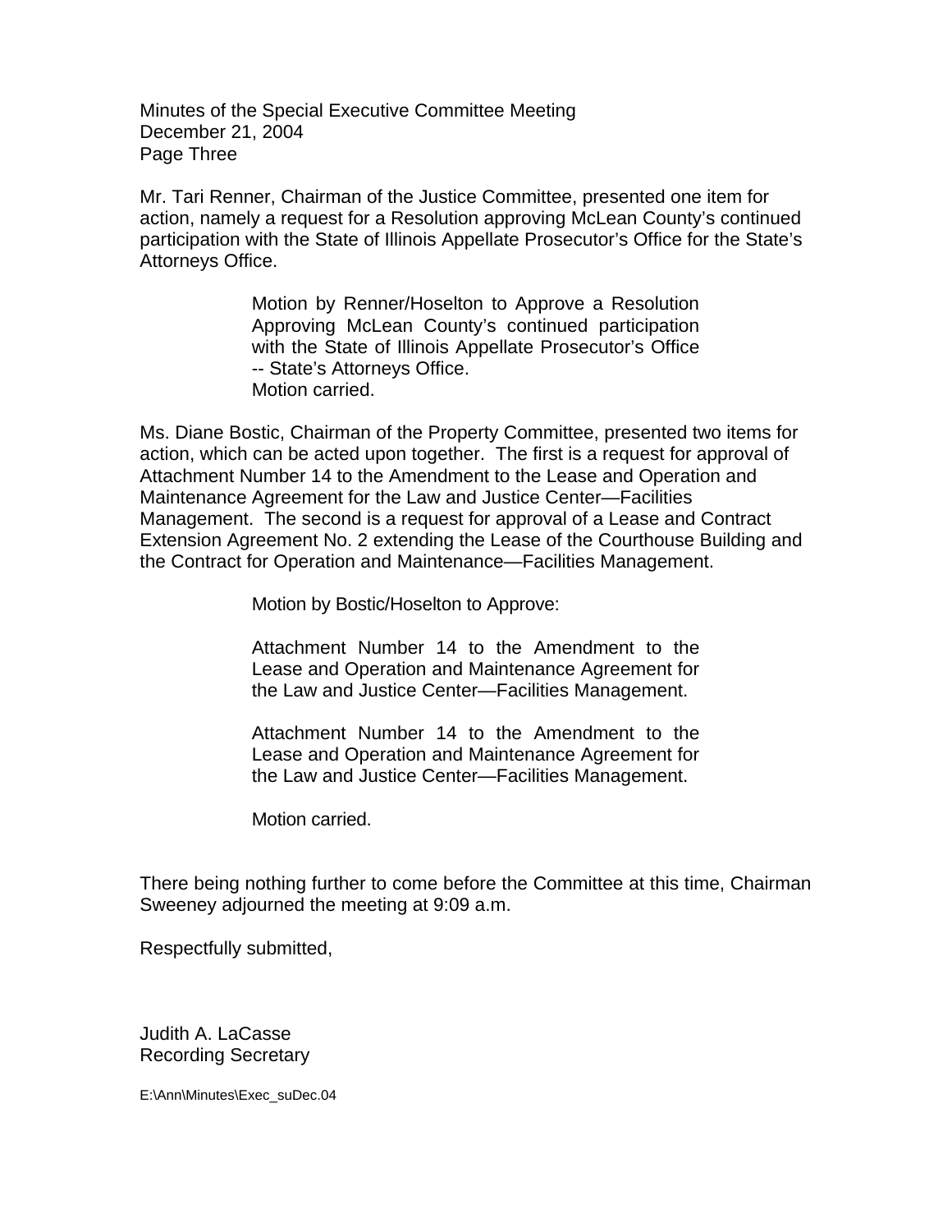Mr. Tari Renner, Chairman of the Justice Committee, presented one item for action, namely a request for a Resolution approving McLean County's continued participation with the State of Illinois Appellate Prosecutor's Office for the State's Attorneys Office.

> Motion by Renner/Hoselton to Approve a Resolution Approving McLean County's continued participation with the State of Illinois Appellate Prosecutor's Office -- State's Attorneys Office.
> Motion carried.

Ms. Diane Bostic, Chairman of the Property Committee, presented two items for action, which can be acted upon together. The first is a request for approval of Attachment Number 14 to the Amendment to the Lease and Operation and Maintenance Agreement for the Law and Justice Center—Facilities Management. The second is a request for approval of a Lease and Contract Extension Agreement No. 2 extending the Lease of the Courthouse Building and the Contract for Operation and Maintenance—Facilities Management.

> Motion by Bostic/Hoselton to Approve:
>
> Attachment Number 14 to the Amendment to the Lease and Operation and Maintenance Agreement for the Law and Justice Center—Facilities Management.
>
> Attachment Number 14 to the Amendment to the Lease and Operation and Maintenance Agreement for the Law and Justice Center—Facilities Management.
>
> Motion carried.

There being nothing further to come before the Committee at this time, Chairman Sweeney adjourned the meeting at 9:09 a.m.

Respectfully submitted,

Judith A. LaCasse
Recording Secretary

E:\Ann\Minutes\Exec_suDec.04